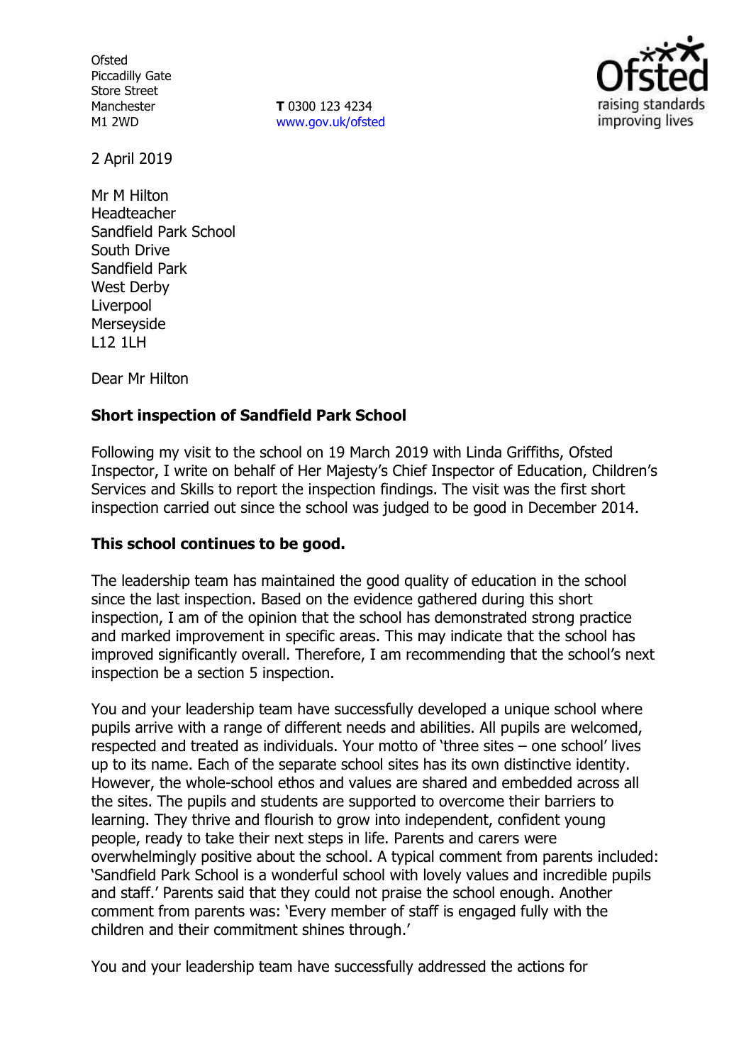Ofsted
Piccadilly Gate
Store Street
Manchester
M1 2WD

**T** 0300 123 4234
www.gov.uk/ofsted

2 April 2019

Mr M Hilton
Headteacher
Sandfield Park School
South Drive
Sandfield Park
West Derby
Liverpool
Merseyside
L12 1LH

Dear Mr Hilton

**Short inspection of Sandfield Park School**

Following my visit to the school on 19 March 2019 with Linda Griffiths, Ofsted Inspector, I write on behalf of Her Majesty's Chief Inspector of Education, Children's Services and Skills to report the inspection findings. The visit was the first short inspection carried out since the school was judged to be good in December 2014.

**This school continues to be good.**

The leadership team has maintained the good quality of education in the school since the last inspection. Based on the evidence gathered during this short inspection, I am of the opinion that the school has demonstrated strong practice and marked improvement in specific areas. This may indicate that the school has improved significantly overall. Therefore, I am recommending that the school's next inspection be a section 5 inspection.

You and your leadership team have successfully developed a unique school where pupils arrive with a range of different needs and abilities. All pupils are welcomed, respected and treated as individuals. Your motto of 'three sites – one school' lives up to its name. Each of the separate school sites has its own distinctive identity. However, the whole-school ethos and values are shared and embedded across all the sites. The pupils and students are supported to overcome their barriers to learning. They thrive and flourish to grow into independent, confident young people, ready to take their next steps in life. Parents and carers were overwhelmingly positive about the school. A typical comment from parents included: 'Sandfield Park School is a wonderful school with lovely values and incredible pupils and staff.' Parents said that they could not praise the school enough. Another comment from parents was: 'Every member of staff is engaged fully with the children and their commitment shines through.'

You and your leadership team have successfully addressed the actions for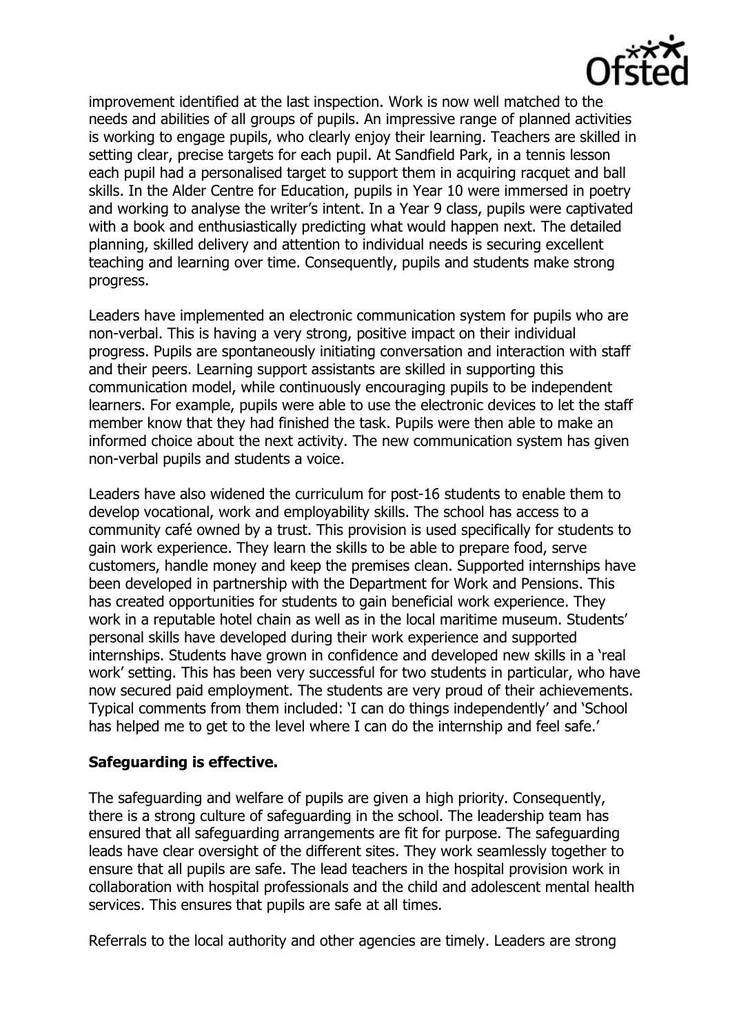improvement identified at the last inspection. Work is now well matched to the needs and abilities of all groups of pupils. An impressive range of planned activities is working to engage pupils, who clearly enjoy their learning. Teachers are skilled in setting clear, precise targets for each pupil. At Sandfield Park, in a tennis lesson each pupil had a personalised target to support them in acquiring racquet and ball skills. In the Alder Centre for Education, pupils in Year 10 were immersed in poetry and working to analyse the writer's intent. In a Year 9 class, pupils were captivated with a book and enthusiastically predicting what would happen next. The detailed planning, skilled delivery and attention to individual needs is securing excellent teaching and learning over time. Consequently, pupils and students make strong progress.

Leaders have implemented an electronic communication system for pupils who are non-verbal. This is having a very strong, positive impact on their individual progress. Pupils are spontaneously initiating conversation and interaction with staff and their peers. Learning support assistants are skilled in supporting this communication model, while continuously encouraging pupils to be independent learners. For example, pupils were able to use the electronic devices to let the staff member know that they had finished the task. Pupils were then able to make an informed choice about the next activity. The new communication system has given non-verbal pupils and students a voice.

Leaders have also widened the curriculum for post-16 students to enable them to develop vocational, work and employability skills. The school has access to a community café owned by a trust. This provision is used specifically for students to gain work experience. They learn the skills to be able to prepare food, serve customers, handle money and keep the premises clean. Supported internships have been developed in partnership with the Department for Work and Pensions. This has created opportunities for students to gain beneficial work experience. They work in a reputable hotel chain as well as in the local maritime museum. Students' personal skills have developed during their work experience and supported internships. Students have grown in confidence and developed new skills in a 'real work' setting. This has been very successful for two students in particular, who have now secured paid employment. The students are very proud of their achievements. Typical comments from them included: 'I can do things independently' and 'School has helped me to get to the level where I can do the internship and feel safe.'

**Safeguarding is effective.**

The safeguarding and welfare of pupils are given a high priority. Consequently, there is a strong culture of safeguarding in the school. The leadership team has ensured that all safeguarding arrangements are fit for purpose. The safeguarding leads have clear oversight of the different sites. They work seamlessly together to ensure that all pupils are safe. The lead teachers in the hospital provision work in collaboration with hospital professionals and the child and adolescent mental health services. This ensures that pupils are safe at all times.

Referrals to the local authority and other agencies are timely. Leaders are strong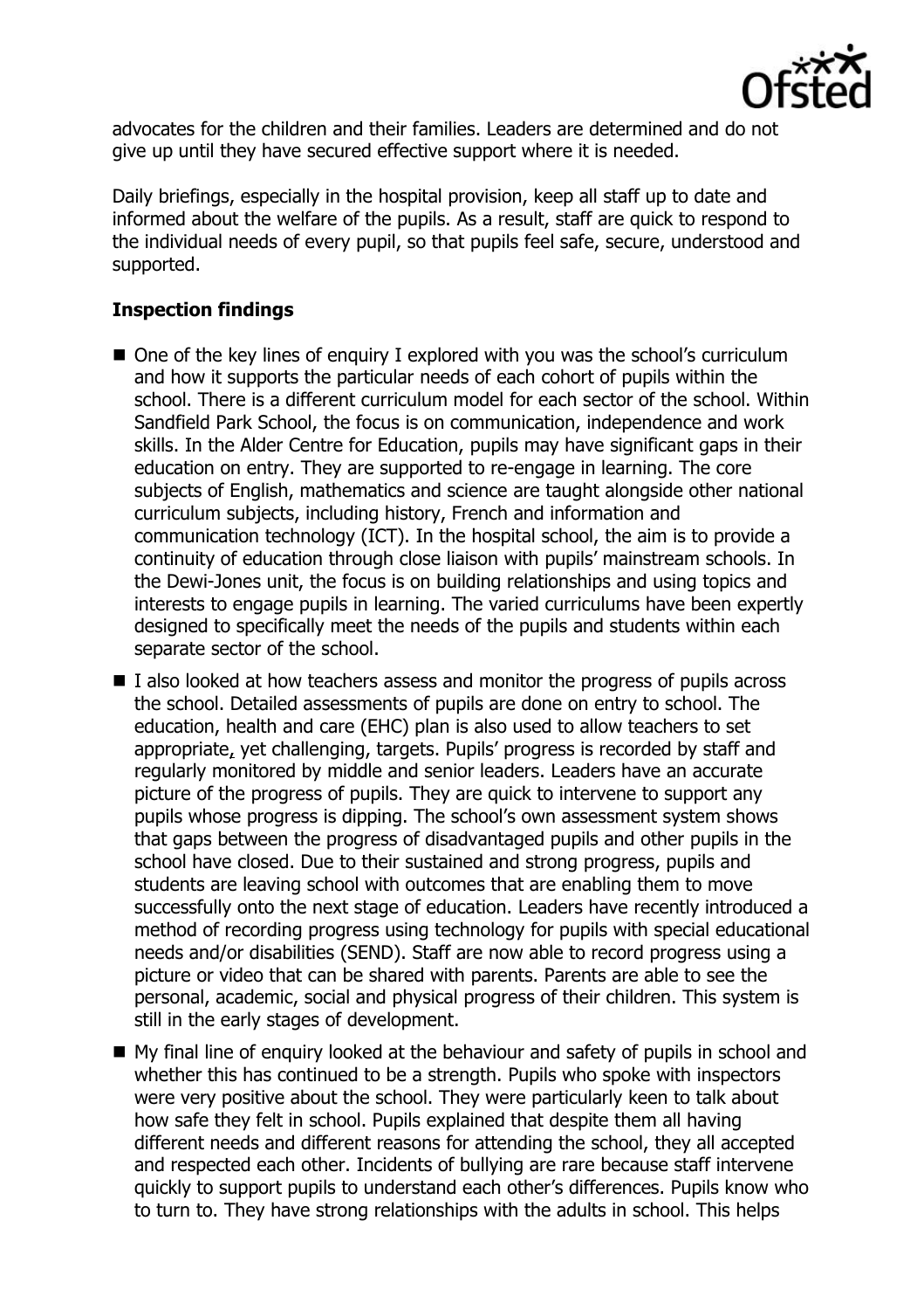advocates for the children and their families. Leaders are determined and do not give up until they have secured effective support where it is needed.

Daily briefings, especially in the hospital provision, keep all staff up to date and informed about the welfare of the pupils. As a result, staff are quick to respond to the individual needs of every pupil, so that pupils feel safe, secure, understood and supported.

**Inspection findings**

- One of the key lines of enquiry I explored with you was the school's curriculum and how it supports the particular needs of each cohort of pupils within the school. There is a different curriculum model for each sector of the school. Within Sandfield Park School, the focus is on communication, independence and work skills. In the Alder Centre for Education, pupils may have significant gaps in their education on entry. They are supported to re-engage in learning. The core subjects of English, mathematics and science are taught alongside other national curriculum subjects, including history, French and information and communication technology (ICT). In the hospital school, the aim is to provide a continuity of education through close liaison with pupils' mainstream schools. In the Dewi-Jones unit, the focus is on building relationships and using topics and interests to engage pupils in learning. The varied curriculums have been expertly designed to specifically meet the needs of the pupils and students within each separate sector of the school.
- I also looked at how teachers assess and monitor the progress of pupils across the school. Detailed assessments of pupils are done on entry to school. The education, health and care (EHC) plan is also used to allow teachers to set appropriate, yet challenging, targets. Pupils' progress is recorded by staff and regularly monitored by middle and senior leaders. Leaders have an accurate picture of the progress of pupils. They are quick to intervene to support any pupils whose progress is dipping. The school's own assessment system shows that gaps between the progress of disadvantaged pupils and other pupils in the school have closed. Due to their sustained and strong progress, pupils and students are leaving school with outcomes that are enabling them to move successfully onto the next stage of education. Leaders have recently introduced a method of recording progress using technology for pupils with special educational needs and/or disabilities (SEND). Staff are now able to record progress using a picture or video that can be shared with parents. Parents are able to see the personal, academic, social and physical progress of their children. This system is still in the early stages of development.
- My final line of enquiry looked at the behaviour and safety of pupils in school and whether this has continued to be a strength. Pupils who spoke with inspectors were very positive about the school. They were particularly keen to talk about how safe they felt in school. Pupils explained that despite them all having different needs and different reasons for attending the school, they all accepted and respected each other. Incidents of bullying are rare because staff intervene quickly to support pupils to understand each other's differences. Pupils know who to turn to. They have strong relationships with the adults in school. This helps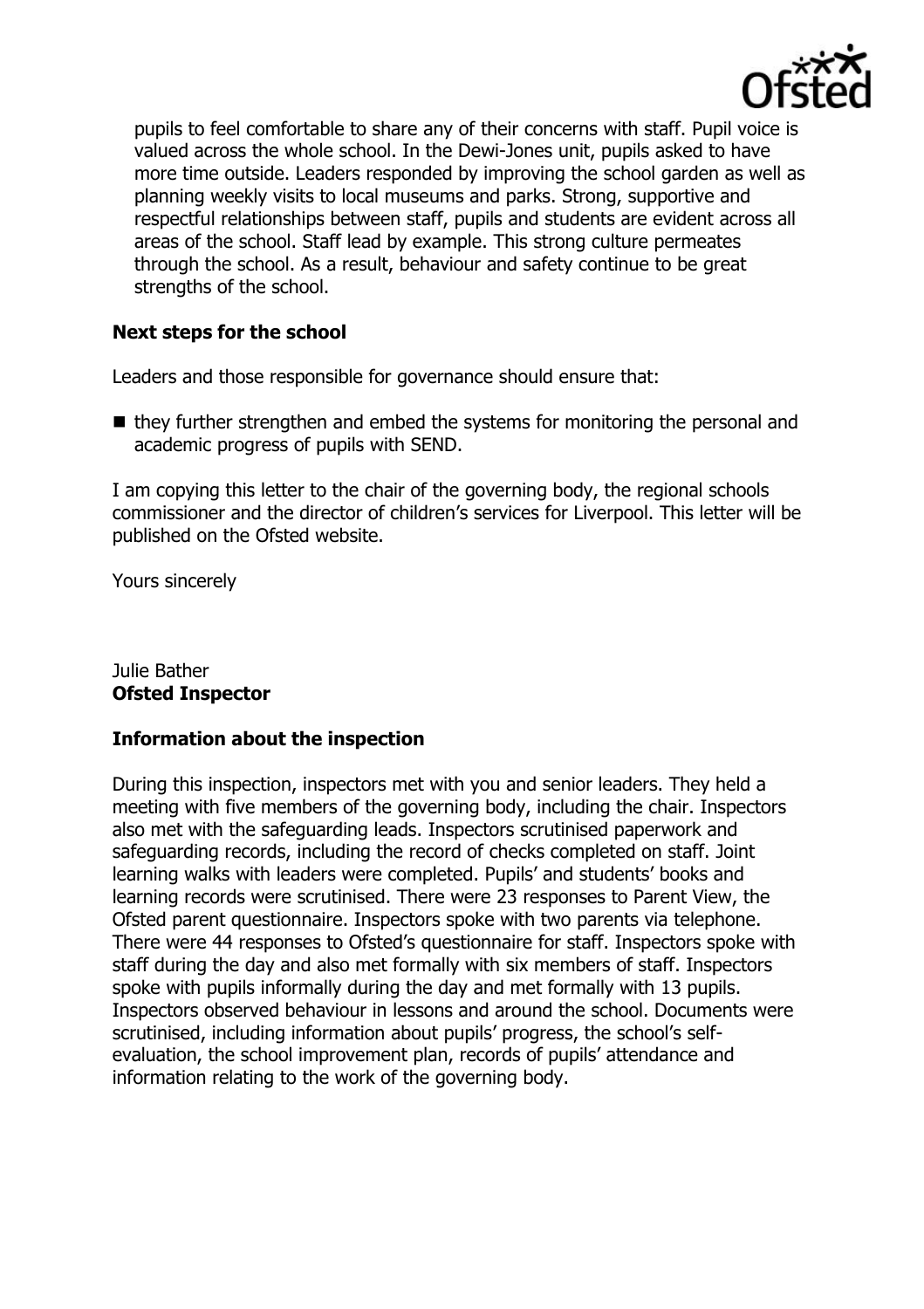pupils to feel comfortable to share any of their concerns with staff. Pupil voice is valued across the whole school. In the Dewi-Jones unit, pupils asked to have more time outside. Leaders responded by improving the school garden as well as planning weekly visits to local museums and parks. Strong, supportive and respectful relationships between staff, pupils and students are evident across all areas of the school. Staff lead by example. This strong culture permeates through the school. As a result, behaviour and safety continue to be great strengths of the school.

### Next steps for the school

Leaders and those responsible for governance should ensure that:

- they further strengthen and embed the systems for monitoring the personal and academic progress of pupils with SEND.

I am copying this letter to the chair of the governing body, the regional schools commissioner and the director of children's services for Liverpool. This letter will be published on the Ofsted website.

Yours sincerely

Julie Bather
**Ofsted Inspector**

### Information about the inspection

During this inspection, inspectors met with you and senior leaders. They held a meeting with five members of the governing body, including the chair. Inspectors also met with the safeguarding leads. Inspectors scrutinised paperwork and safeguarding records, including the record of checks completed on staff. Joint learning walks with leaders were completed. Pupils' and students' books and learning records were scrutinised. There were 23 responses to Parent View, the Ofsted parent questionnaire. Inspectors spoke with two parents via telephone. There were 44 responses to Ofsted's questionnaire for staff. Inspectors spoke with staff during the day and also met formally with six members of staff. Inspectors spoke with pupils informally during the day and met formally with 13 pupils. Inspectors observed behaviour in lessons and around the school. Documents were scrutinised, including information about pupils' progress, the school's self-evaluation, the school improvement plan, records of pupils' attendance and information relating to the work of the governing body.